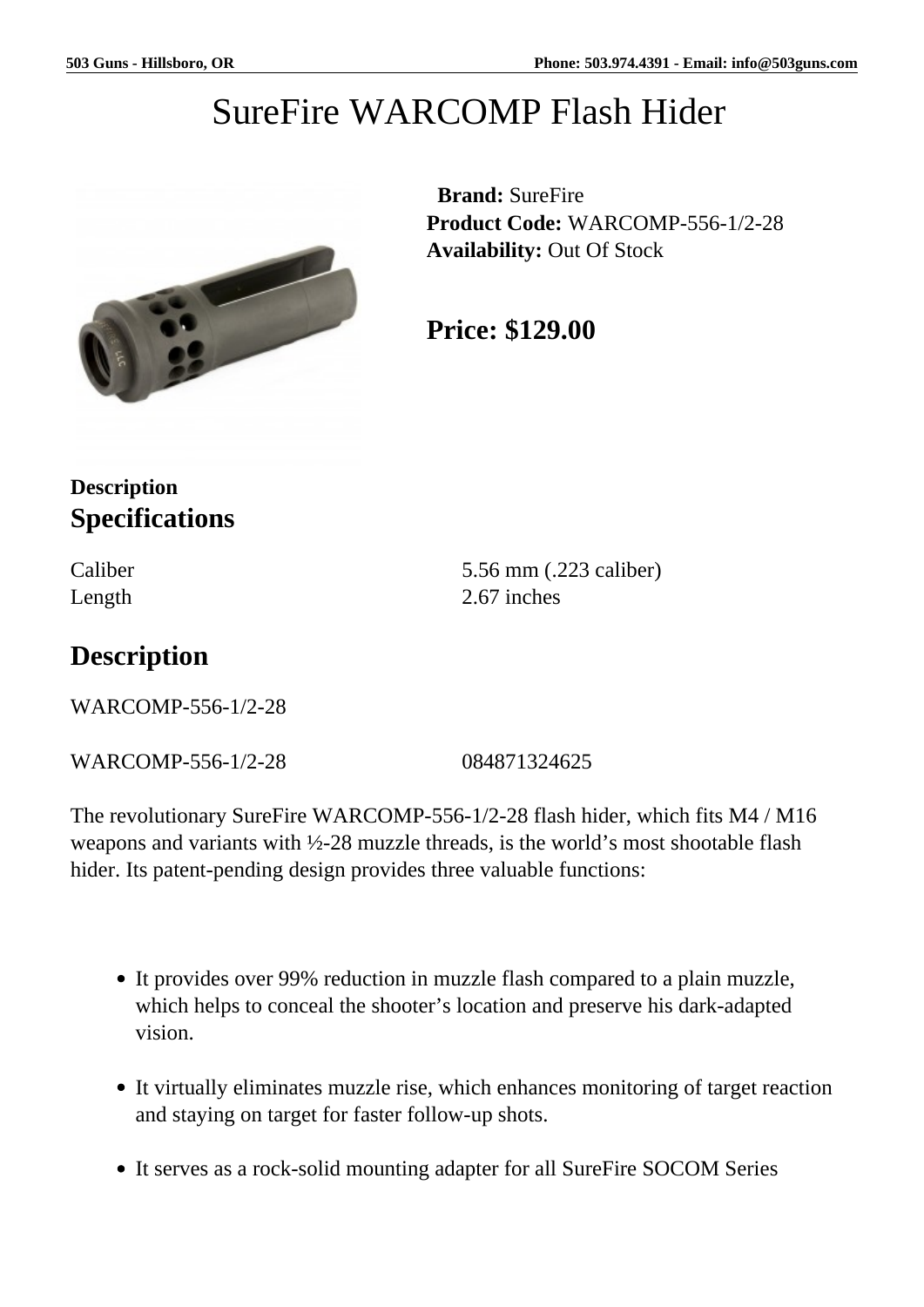# SureFire WARCOMP Flash Hider

**Brand:** SureFire
**Product Code:** WARCOMP-556-1/2-28
**Availability:** Out Of Stock

**Price: $129.00**

**Description**

## Specifications

| | |
|---|---|
| Caliber | 5.56 mm (.223 caliber) |
| Length | 2.67 inches |

## Description

WARCOMP-556-1/2-28

| | |
|---|---|
| WARCOMP-556-1/2-28 | 084871324625 |

The revolutionary SureFire WARCOMP-556-1/2-28 flash hider, which fits M4 / M16 weapons and variants with ½-28 muzzle threads, is the world's most shootable flash hider. Its patent-pending design provides three valuable functions:

- It provides over 99% reduction in muzzle flash compared to a plain muzzle, which helps to conceal the shooter's location and preserve his dark-adapted vision.
- It virtually eliminates muzzle rise, which enhances monitoring of target reaction and staying on target for faster follow-up shots.
- It serves as a rock-solid mounting adapter for all SureFire SOCOM Series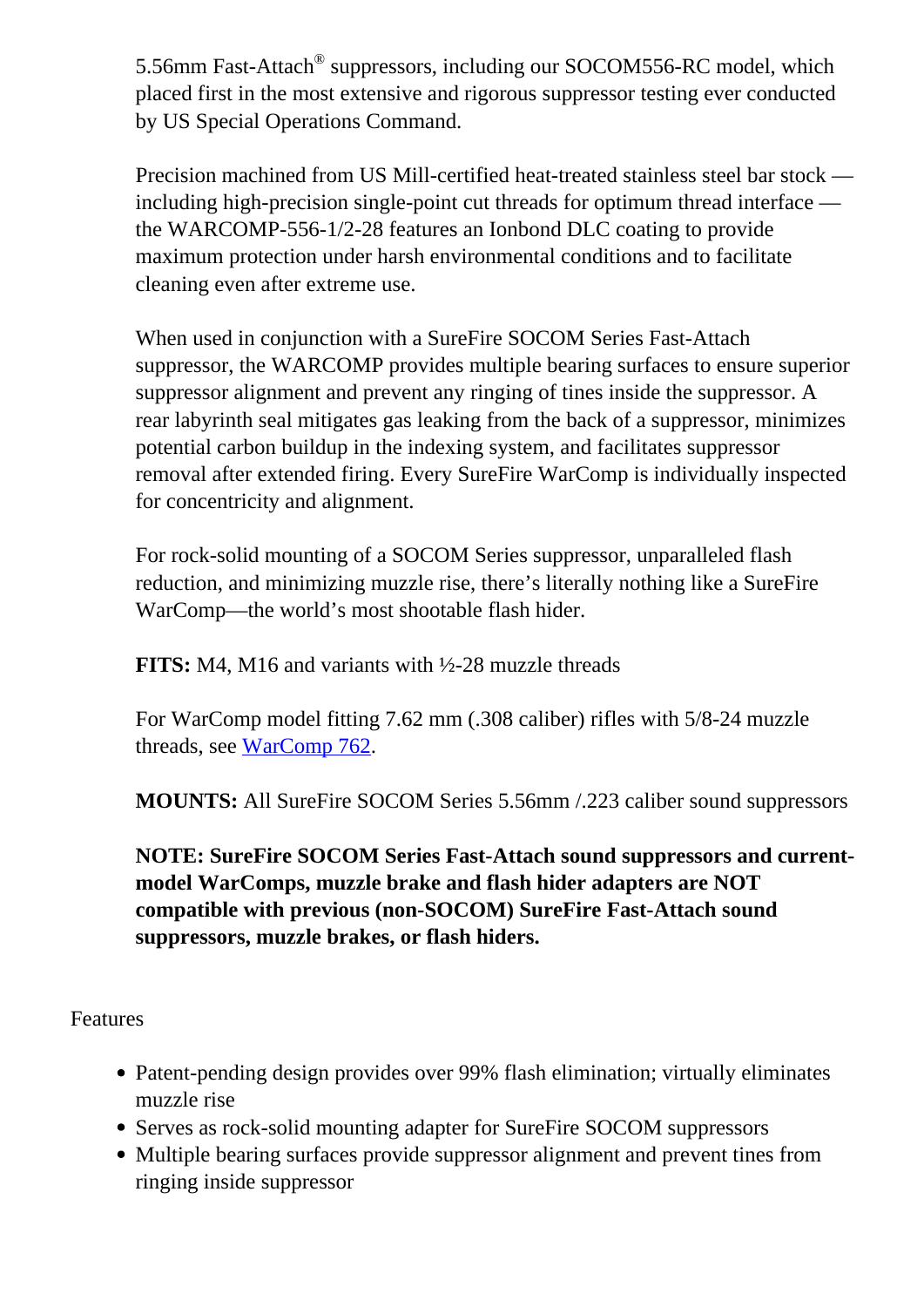5.56mm Fast-Attach® suppressors, including our SOCOM556-RC model, which placed first in the most extensive and rigorous suppressor testing ever conducted by US Special Operations Command.

Precision machined from US Mill-certified heat-treated stainless steel bar stock — including high-precision single-point cut threads for optimum thread interface — the WARCOMP-556-1/2-28 features an Ionbond DLC coating to provide maximum protection under harsh environmental conditions and to facilitate cleaning even after extreme use.

When used in conjunction with a SureFire SOCOM Series Fast-Attach suppressor, the WARCOMP provides multiple bearing surfaces to ensure superior suppressor alignment and prevent any ringing of tines inside the suppressor. A rear labyrinth seal mitigates gas leaking from the back of a suppressor, minimizes potential carbon buildup in the indexing system, and facilitates suppressor removal after extended firing. Every SureFire WarComp is individually inspected for concentricity and alignment.

For rock-solid mounting of a SOCOM Series suppressor, unparalleled flash reduction, and minimizing muzzle rise, there's literally nothing like a SureFire WarComp—the world's most shootable flash hider.

**FITS:** M4, M16 and variants with ½-28 muzzle threads

For WarComp model fitting 7.62 mm (.308 caliber) rifles with 5/8-24 muzzle threads, see [WarComp 762](#).

**MOUNTS:** All SureFire SOCOM Series 5.56mm /.223 caliber sound suppressors

**NOTE: SureFire SOCOM Series Fast-Attach sound suppressors and current-model WarComps, muzzle brake and flash hider adapters are NOT compatible with previous (non-SOCOM) SureFire Fast-Attach sound suppressors, muzzle brakes, or flash hiders.**

Features

- Patent-pending design provides over 99% flash elimination; virtually eliminates muzzle rise
- Serves as rock-solid mounting adapter for SureFire SOCOM suppressors
- Multiple bearing surfaces provide suppressor alignment and prevent tines from ringing inside suppressor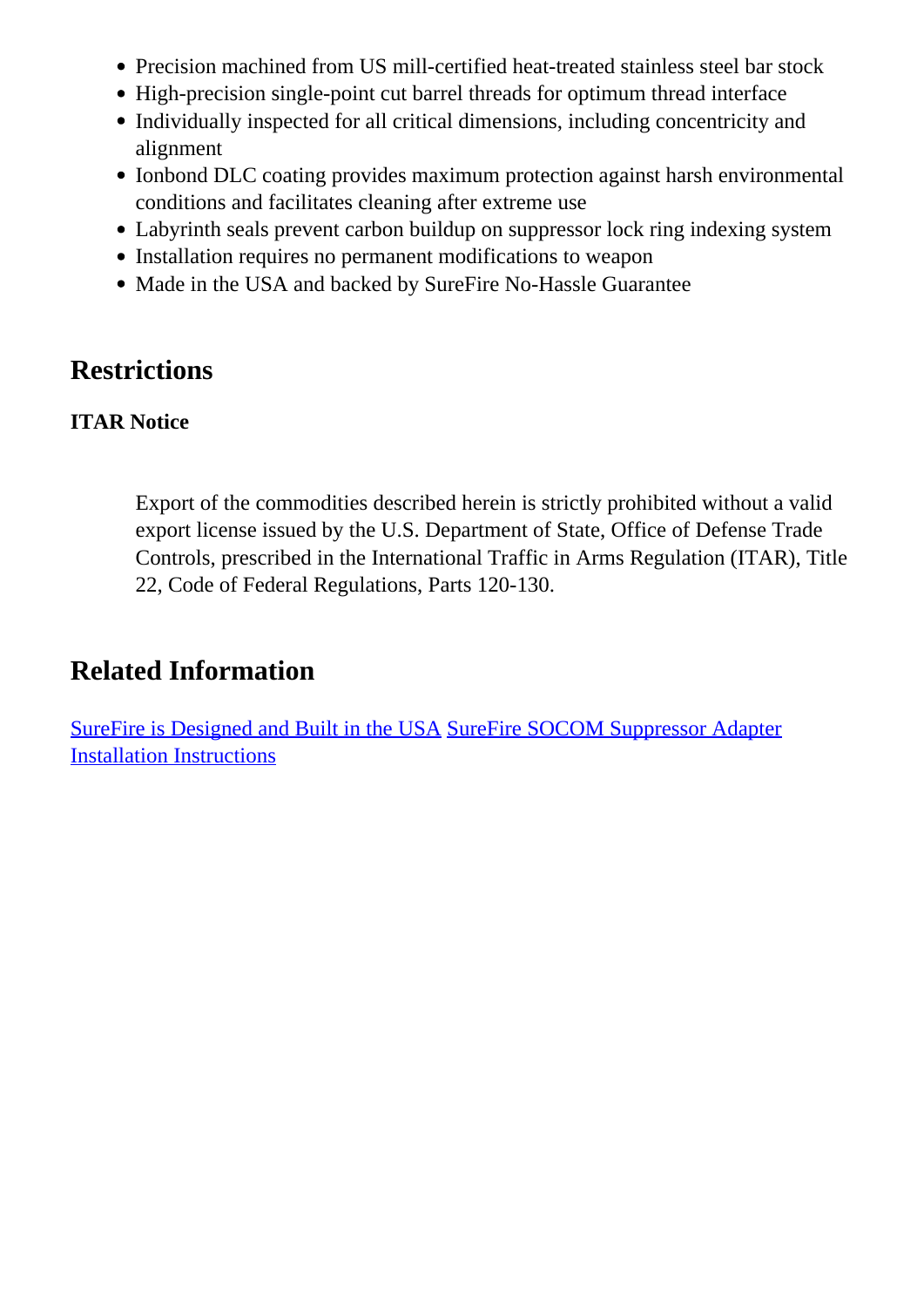- Precision machined from US mill-certified heat-treated stainless steel bar stock
- High-precision single-point cut barrel threads for optimum thread interface
- Individually inspected for all critical dimensions, including concentricity and alignment
- Ionbond DLC coating provides maximum protection against harsh environmental conditions and facilitates cleaning after extreme use
- Labyrinth seals prevent carbon buildup on suppressor lock ring indexing system
- Installation requires no permanent modifications to weapon
- Made in the USA and backed by SureFire No-Hassle Guarantee

## Restrictions

**ITAR Notice**

> Export of the commodities described herein is strictly prohibited without a valid export license issued by the U.S. Department of State, Office of Defense Trade Controls, prescribed in the International Traffic in Arms Regulation (ITAR), Title 22, Code of Federal Regulations, Parts 120-130.

## Related Information

SureFire is Designed and Built in the USA SureFire SOCOM Suppressor Adapter Installation Instructions